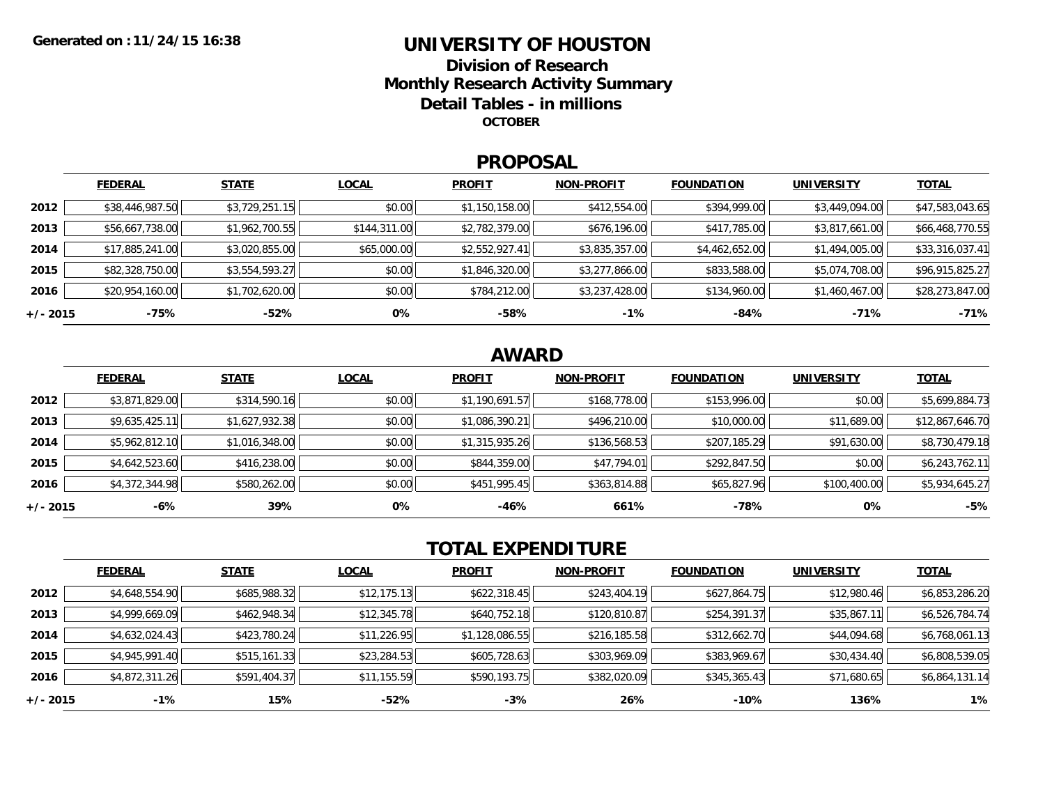Generated on :11/24/15 16:38

# UNIVERSITY OF HOUSTON

## Division of Research

## Monthly Research Activity Summary

## Detail Tables - in millions

**OCTOBER**

## PROPOSAL

| | FEDERAL | STATE | LOCAL | PROFIT | NON-PROFIT | FOUNDATION | UNIVERSITY | TOTAL |
|---|---|---|---|---|---|---|---|---|
| **2012** | $38,446,987.50 | $3,729,251.15 | $0.00 | $1,150,158.00 | $412,554.00 | $394,999.00 | $3,449,094.00 | $47,583,043.65 |
| **2013** | $56,667,738.00 | $1,962,700.55 | $144,311.00 | $2,782,379.00 | $676,196.00 | $417,785.00 | $3,817,661.00 | $66,468,770.55 |
| **2014** | $17,885,241.00 | $3,020,855.00 | $65,000.00 | $2,552,927.41 | $3,835,357.00 | $4,462,652.00 | $1,494,005.00 | $33,316,037.41 |
| **2015** | $82,328,750.00 | $3,554,593.27 | $0.00 | $1,846,320.00 | $3,277,866.00 | $833,588.00 | $5,074,708.00 | $96,915,825.27 |
| **2016** | $20,954,160.00 | $1,702,620.00 | $0.00 | $784,212.00 | $3,237,428.00 | $134,960.00 | $1,460,467.00 | $28,273,847.00 |
| **+/- 2015** | **-75%** | **-52%** | **0%** | **-58%** | **-1%** | **-84%** | **-71%** | **-71%** |

## AWARD

| | FEDERAL | STATE | LOCAL | PROFIT | NON-PROFIT | FOUNDATION | UNIVERSITY | TOTAL |
|---|---|---|---|---|---|---|---|---|
| **2012** | $3,871,829.00 | $314,590.16 | $0.00 | $1,190,691.57 | $168,778.00 | $153,996.00 | $0.00 | $5,699,884.73 |
| **2013** | $9,635,425.11 | $1,627,932.38 | $0.00 | $1,086,390.21 | $496,210.00 | $10,000.00 | $11,689.00 | $12,867,646.70 |
| **2014** | $5,962,812.10 | $1,016,348.00 | $0.00 | $1,315,935.26 | $136,568.53 | $207,185.29 | $91,630.00 | $8,730,479.18 |
| **2015** | $4,642,523.60 | $416,238.00 | $0.00 | $844,359.00 | $47,794.01 | $292,847.50 | $0.00 | $6,243,762.11 |
| **2016** | $4,372,344.98 | $580,262.00 | $0.00 | $451,995.45 | $363,814.88 | $65,827.96 | $100,400.00 | $5,934,645.27 |
| **+/- 2015** | **-6%** | **39%** | **0%** | **-46%** | **661%** | **-78%** | **0%** | **-5%** |

## TOTAL EXPENDITURE

| | FEDERAL | STATE | LOCAL | PROFIT | NON-PROFIT | FOUNDATION | UNIVERSITY | TOTAL |
|---|---|---|---|---|---|---|---|---|
| **2012** | $4,648,554.90 | $685,988.32 | $12,175.13 | $622,318.45 | $243,404.19 | $627,864.75 | $12,980.46 | $6,853,286.20 |
| **2013** | $4,999,669.09 | $462,948.34 | $12,345.78 | $640,752.18 | $120,810.87 | $254,391.37 | $35,867.11 | $6,526,784.74 |
| **2014** | $4,632,024.43 | $423,780.24 | $11,226.95 | $1,128,086.55 | $216,185.58 | $312,662.70 | $44,094.68 | $6,768,061.13 |
| **2015** | $4,945,991.40 | $515,161.33 | $23,284.53 | $605,728.63 | $303,969.09 | $383,969.67 | $30,434.40 | $6,808,539.05 |
| **2016** | $4,872,311.26 | $591,404.37 | $11,155.59 | $590,193.75 | $382,020.09 | $345,365.43 | $71,680.65 | $6,864,131.14 |
| **+/- 2015** | **-1%** | **15%** | **-52%** | **-3%** | **26%** | **-10%** | **136%** | **1%** |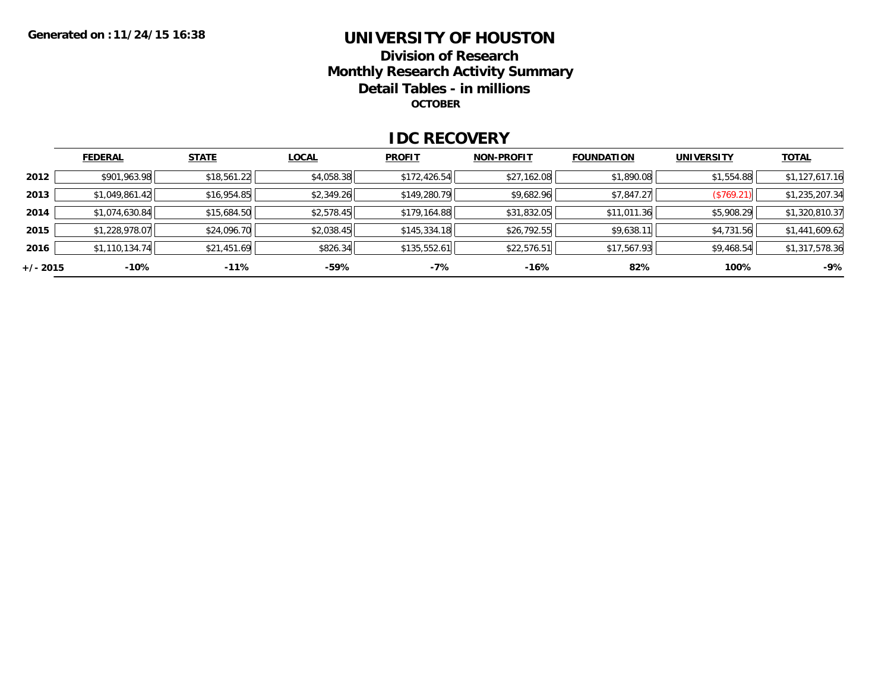Generated on : 11/24/15 16:38

# UNIVERSITY OF HOUSTON

## Division of Research

## Monthly Research Activity Summary

## Detail Tables - in millions

**OCTOBER**

## IDC RECOVERY

| | FEDERAL | STATE | LOCAL | PROFIT | NON-PROFIT | FOUNDATION | UNIVERSITY | TOTAL |
|---|---|---|---|---|---|---|---|---|
| **2012** | $901,963.98 | $18,561.22 | $4,058.38 | $172,426.54 | $27,162.08 | $1,890.08 | $1,554.88 | $1,127,617.16 |
| **2013** | $1,049,861.42 | $16,954.85 | $2,349.26 | $149,280.79 | $9,682.96 | $7,847.27 | ($769.21) | $1,235,207.34 |
| **2014** | $1,074,630.84 | $15,684.50 | $2,578.45 | $179,164.88 | $31,832.05 | $11,011.36 | $5,908.29 | $1,320,810.37 |
| **2015** | $1,228,978.07 | $24,096.70 | $2,038.45 | $145,334.18 | $26,792.55 | $9,638.11 | $4,731.56 | $1,441,609.62 |
| **2016** | $1,110,134.74 | $21,451.69 | $826.34 | $135,552.61 | $22,576.51 | $17,567.93 | $9,468.54 | $1,317,578.36 |
| **+/- 2015** | **-10%** | **-11%** | **-59%** | **-7%** | **-16%** | **82%** | **100%** | **-9%** |